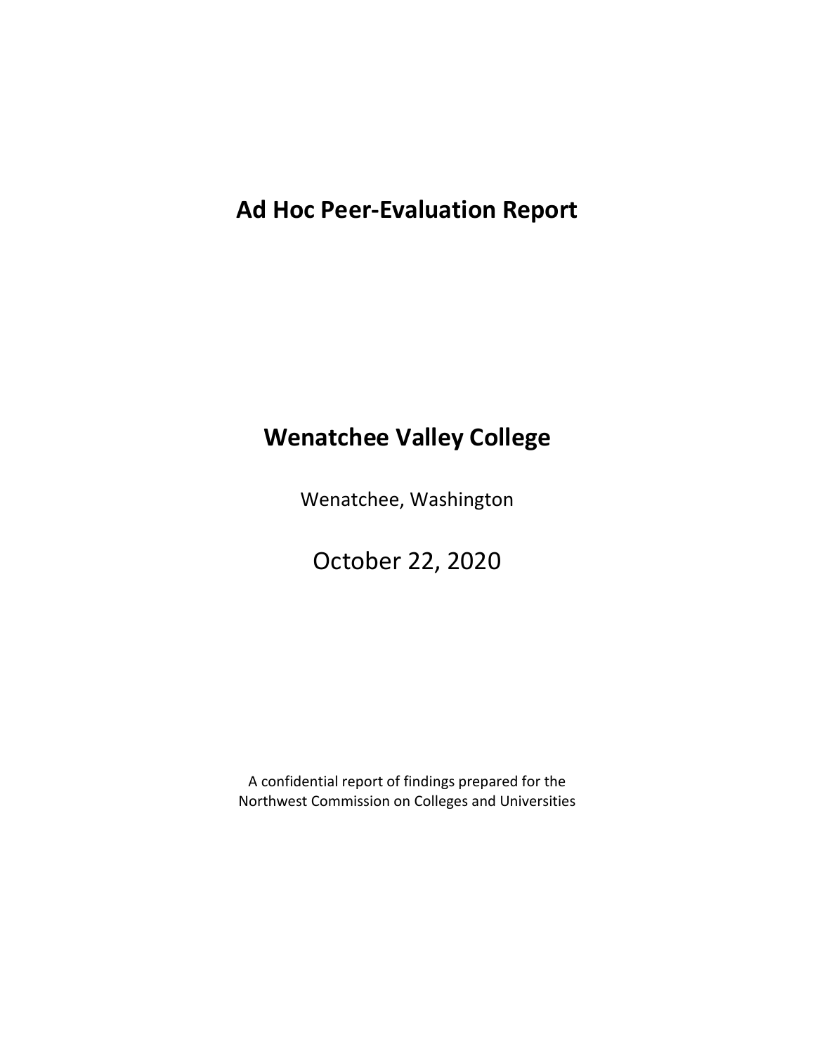# Ad Hoc Peer-Evaluation Report

# Wenatchee Valley College

Wenatchee, Washington

October 22, 2020

A confidential report of findings prepared for the Northwest Commission on Colleges and Universities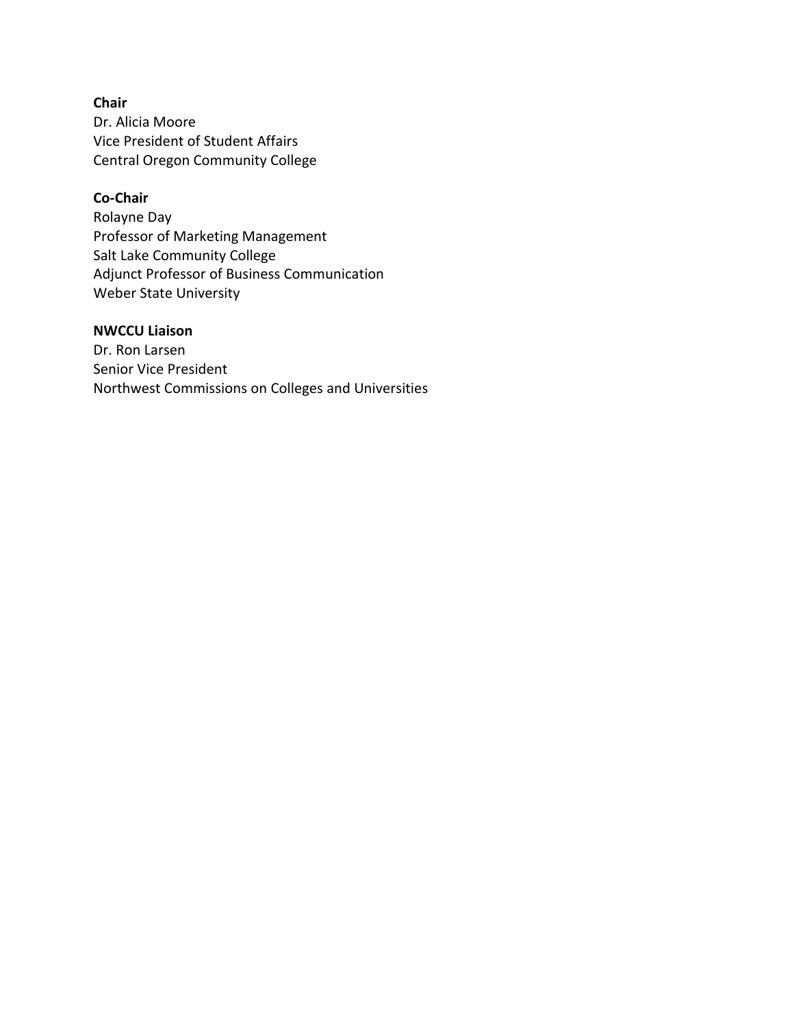**Chair**
Dr. Alicia Moore
Vice President of Student Affairs
Central Oregon Community College

**Co-Chair**
Rolayne Day
Professor of Marketing Management
Salt Lake Community College
Adjunct Professor of Business Communication
Weber State University

**NWCCU Liaison**
Dr. Ron Larsen
Senior Vice President
Northwest Commissions on Colleges and Universities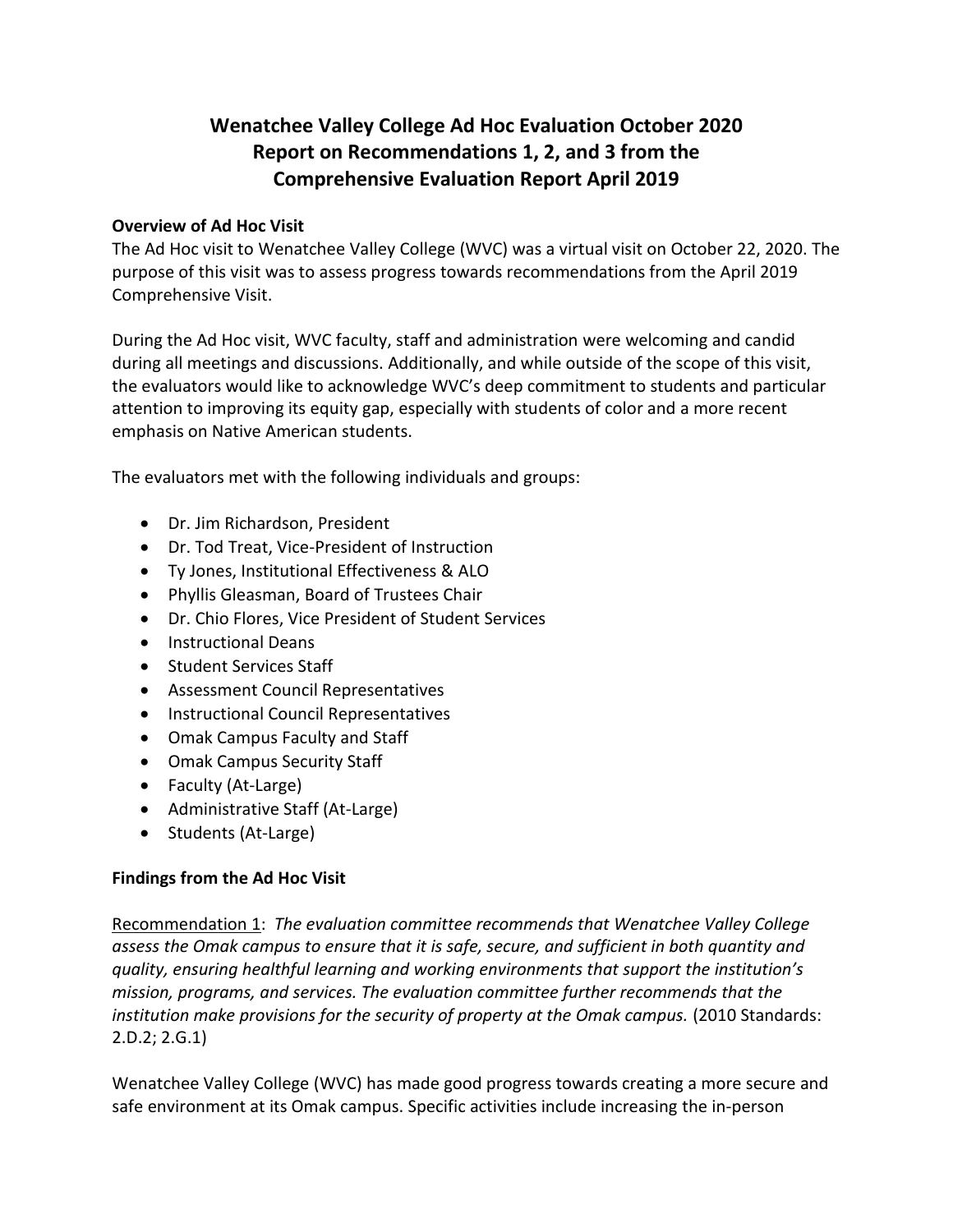# Wenatchee Valley College Ad Hoc Evaluation October 2020 Report on Recommendations 1, 2, and 3 from the Comprehensive Evaluation Report April 2019

**Overview of Ad Hoc Visit**

The Ad Hoc visit to Wenatchee Valley College (WVC) was a virtual visit on October 22, 2020. The purpose of this visit was to assess progress towards recommendations from the April 2019 Comprehensive Visit.

During the Ad Hoc visit, WVC faculty, staff and administration were welcoming and candid during all meetings and discussions. Additionally, and while outside of the scope of this visit, the evaluators would like to acknowledge WVC's deep commitment to students and particular attention to improving its equity gap, especially with students of color and a more recent emphasis on Native American students.

The evaluators met with the following individuals and groups:

- Dr. Jim Richardson, President
- Dr. Tod Treat, Vice-President of Instruction
- Ty Jones, Institutional Effectiveness & ALO
- Phyllis Gleasman, Board of Trustees Chair
- Dr. Chio Flores, Vice President of Student Services
- Instructional Deans
- Student Services Staff
- Assessment Council Representatives
- Instructional Council Representatives
- Omak Campus Faculty and Staff
- Omak Campus Security Staff
- Faculty (At-Large)
- Administrative Staff (At-Large)
- Students (At-Large)

**Findings from the Ad Hoc Visit**

Recommendation 1: *The evaluation committee recommends that Wenatchee Valley College assess the Omak campus to ensure that it is safe, secure, and sufficient in both quantity and quality, ensuring healthful learning and working environments that support the institution's mission, programs, and services. The evaluation committee further recommends that the institution make provisions for the security of property at the Omak campus.* (2010 Standards: 2.D.2; 2.G.1)

Wenatchee Valley College (WVC) has made good progress towards creating a more secure and safe environment at its Omak campus. Specific activities include increasing the in-person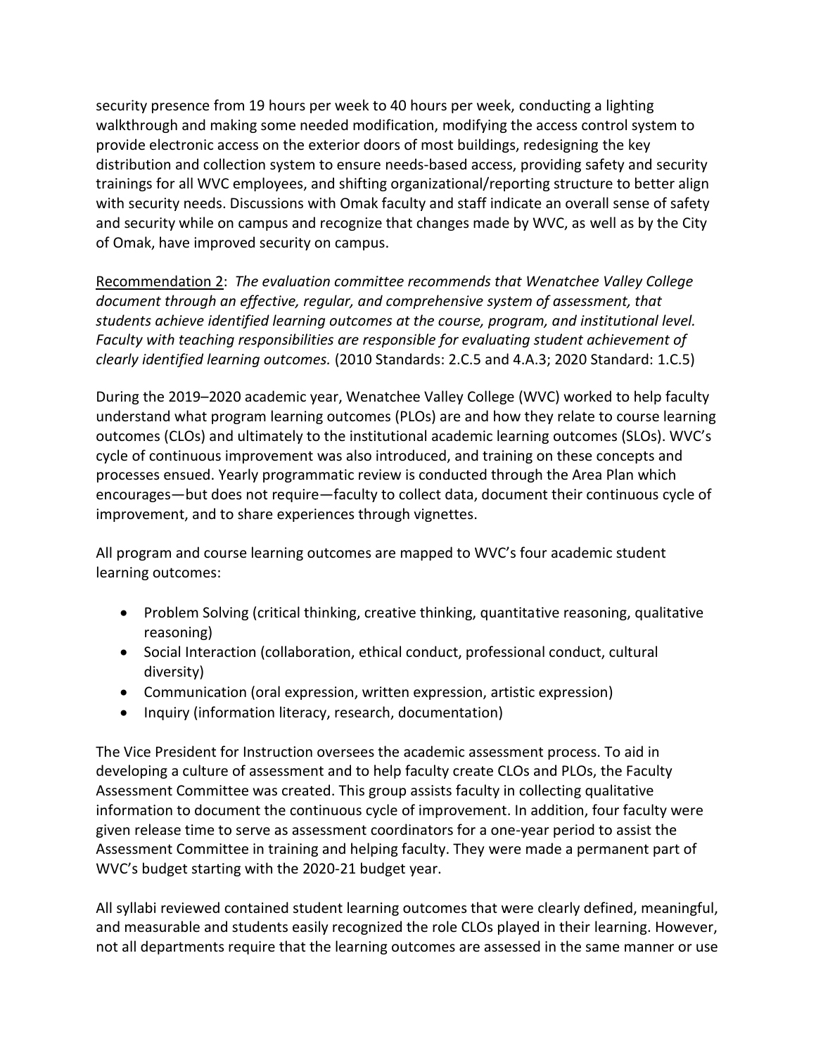security presence from 19 hours per week to 40 hours per week, conducting a lighting walkthrough and making some needed modification, modifying the access control system to provide electronic access on the exterior doors of most buildings, redesigning the key distribution and collection system to ensure needs-based access, providing safety and security trainings for all WVC employees, and shifting organizational/reporting structure to better align with security needs. Discussions with Omak faculty and staff indicate an overall sense of safety and security while on campus and recognize that changes made by WVC, as well as by the City of Omak, have improved security on campus.

Recommendation 2: *The evaluation committee recommends that Wenatchee Valley College document through an effective, regular, and comprehensive system of assessment, that students achieve identified learning outcomes at the course, program, and institutional level. Faculty with teaching responsibilities are responsible for evaluating student achievement of clearly identified learning outcomes.* (2010 Standards: 2.C.5 and 4.A.3; 2020 Standard: 1.C.5)

During the 2019–2020 academic year, Wenatchee Valley College (WVC) worked to help faculty understand what program learning outcomes (PLOs) are and how they relate to course learning outcomes (CLOs) and ultimately to the institutional academic learning outcomes (SLOs). WVC's cycle of continuous improvement was also introduced, and training on these concepts and processes ensued. Yearly programmatic review is conducted through the Area Plan which encourages—but does not require—faculty to collect data, document their continuous cycle of improvement, and to share experiences through vignettes.

All program and course learning outcomes are mapped to WVC's four academic student learning outcomes:

- Problem Solving (critical thinking, creative thinking, quantitative reasoning, qualitative reasoning)
- Social Interaction (collaboration, ethical conduct, professional conduct, cultural diversity)
- Communication (oral expression, written expression, artistic expression)
- Inquiry (information literacy, research, documentation)

The Vice President for Instruction oversees the academic assessment process. To aid in developing a culture of assessment and to help faculty create CLOs and PLOs, the Faculty Assessment Committee was created. This group assists faculty in collecting qualitative information to document the continuous cycle of improvement. In addition, four faculty were given release time to serve as assessment coordinators for a one-year period to assist the Assessment Committee in training and helping faculty. They were made a permanent part of WVC's budget starting with the 2020-21 budget year.

All syllabi reviewed contained student learning outcomes that were clearly defined, meaningful, and measurable and students easily recognized the role CLOs played in their learning. However, not all departments require that the learning outcomes are assessed in the same manner or use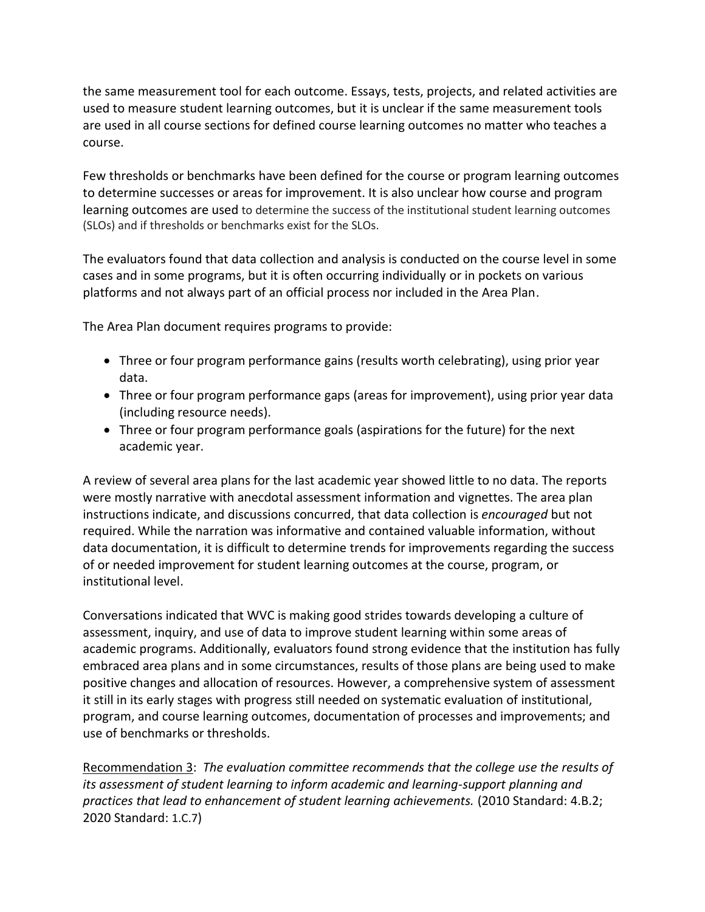the same measurement tool for each outcome. Essays, tests, projects, and related activities are used to measure student learning outcomes, but it is unclear if the same measurement tools are used in all course sections for defined course learning outcomes no matter who teaches a course.

Few thresholds or benchmarks have been defined for the course or program learning outcomes to determine successes or areas for improvement. It is also unclear how course and program learning outcomes are used to determine the success of the institutional student learning outcomes (SLOs) and if thresholds or benchmarks exist for the SLOs.

The evaluators found that data collection and analysis is conducted on the course level in some cases and in some programs, but it is often occurring individually or in pockets on various platforms and not always part of an official process nor included in the Area Plan.

The Area Plan document requires programs to provide:

- Three or four program performance gains (results worth celebrating), using prior year data.
- Three or four program performance gaps (areas for improvement), using prior year data (including resource needs).
- Three or four program performance goals (aspirations for the future) for the next academic year.

A review of several area plans for the last academic year showed little to no data. The reports were mostly narrative with anecdotal assessment information and vignettes. The area plan instructions indicate, and discussions concurred, that data collection is *encouraged* but not required. While the narration was informative and contained valuable information, without data documentation, it is difficult to determine trends for improvements regarding the success of or needed improvement for student learning outcomes at the course, program, or institutional level.

Conversations indicated that WVC is making good strides towards developing a culture of assessment, inquiry, and use of data to improve student learning within some areas of academic programs. Additionally, evaluators found strong evidence that the institution has fully embraced area plans and in some circumstances, results of those plans are being used to make positive changes and allocation of resources. However, a comprehensive system of assessment it still in its early stages with progress still needed on systematic evaluation of institutional, program, and course learning outcomes, documentation of processes and improvements; and use of benchmarks or thresholds.

<u>Recommendation 3</u>: *The evaluation committee recommends that the college use the results of its assessment of student learning to inform academic and learning-support planning and practices that lead to enhancement of student learning achievements.* (2010 Standard: 4.B.2; 2020 Standard: 1.C.7)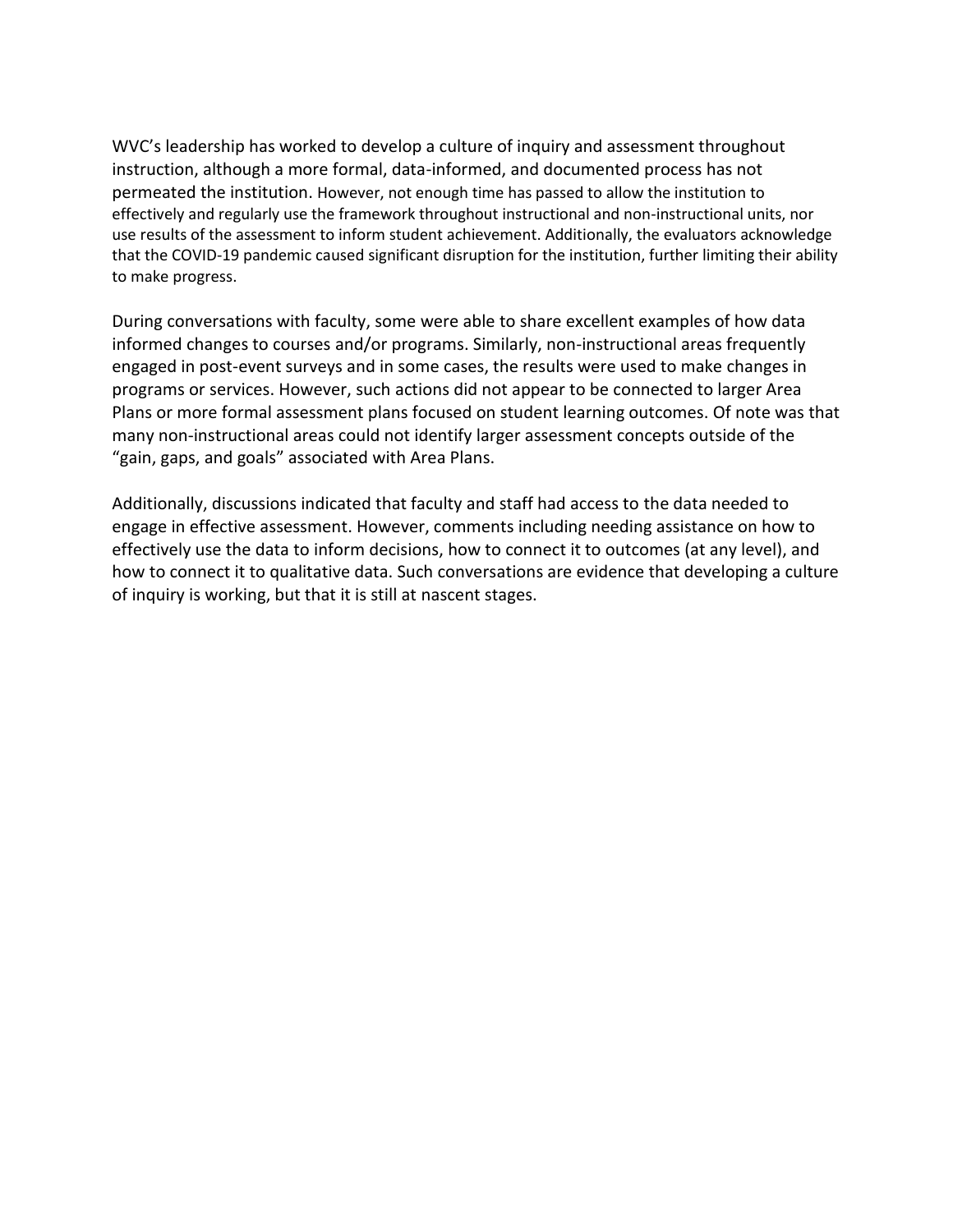WVC's leadership has worked to develop a culture of inquiry and assessment throughout instruction, although a more formal, data-informed, and documented process has not permeated the institution. However, not enough time has passed to allow the institution to effectively and regularly use the framework throughout instructional and non-instructional units, nor use results of the assessment to inform student achievement. Additionally, the evaluators acknowledge that the COVID-19 pandemic caused significant disruption for the institution, further limiting their ability to make progress.

During conversations with faculty, some were able to share excellent examples of how data informed changes to courses and/or programs. Similarly, non-instructional areas frequently engaged in post-event surveys and in some cases, the results were used to make changes in programs or services. However, such actions did not appear to be connected to larger Area Plans or more formal assessment plans focused on student learning outcomes. Of note was that many non-instructional areas could not identify larger assessment concepts outside of the "gain, gaps, and goals" associated with Area Plans.

Additionally, discussions indicated that faculty and staff had access to the data needed to engage in effective assessment. However, comments including needing assistance on how to effectively use the data to inform decisions, how to connect it to outcomes (at any level), and how to connect it to qualitative data. Such conversations are evidence that developing a culture of inquiry is working, but that it is still at nascent stages.